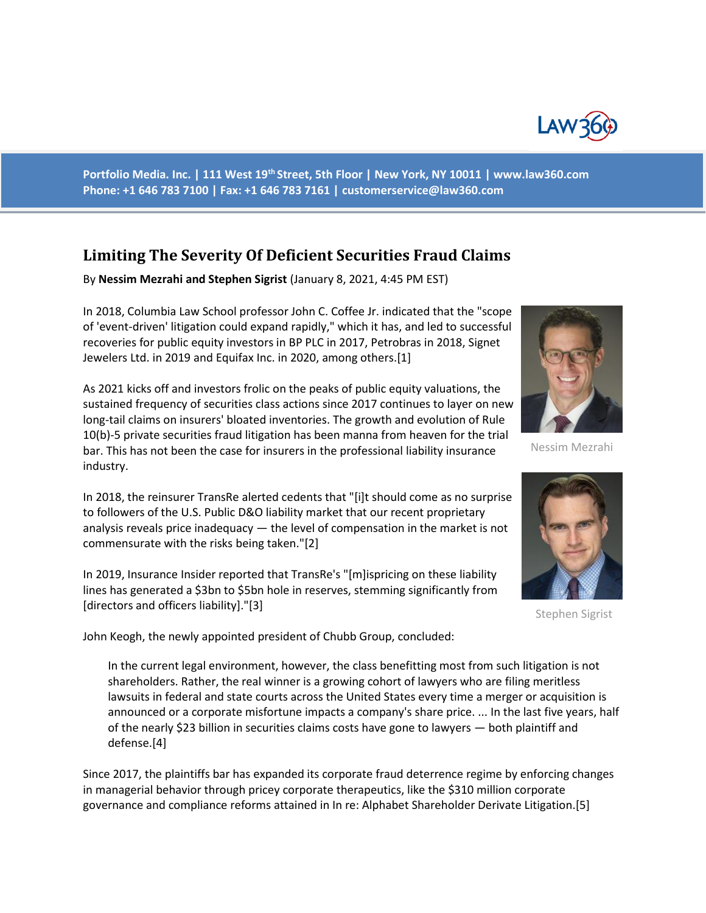Portfolio Media. Inc. | 111 West 19th Street, 5th Floor | New York, NY 10011 | www.law360.com
Phone: +1 646 783 7100 | Fax: +1 646 783 7161 | customerservice@law360.com

# Limiting The Severity Of Deficient Securities Fraud Claims

By **Nessim Mezrahi and Stephen Sigrist** (January 8, 2021, 4:45 PM EST)

In 2018, Columbia Law School professor John C. Coffee Jr. indicated that the "scope of 'event-driven' litigation could expand rapidly," which it has, and led to successful recoveries for public equity investors in BP PLC in 2017, Petrobras in 2018, Signet Jewelers Ltd. in 2019 and Equifax Inc. in 2020, among others.[1]

Nessim Mezrahi

Stephen Sigrist

As 2021 kicks off and investors frolic on the peaks of public equity valuations, the sustained frequency of securities class actions since 2017 continues to layer on new long-tail claims on insurers' bloated inventories. The growth and evolution of Rule 10(b)-5 private securities fraud litigation has been manna from heaven for the trial bar. This has not been the case for insurers in the professional liability insurance industry.

In 2018, the reinsurer TransRe alerted cedents that "[i]t should come as no surprise to followers of the U.S. Public D&O liability market that our recent proprietary analysis reveals price inadequacy — the level of compensation in the market is not commensurate with the risks being taken."[2]

In 2019, Insurance Insider reported that TransRe's "[m]ispricing on these liability lines has generated a $3bn to $5bn hole in reserves, stemming significantly from [directors and officers liability]."[3]

John Keogh, the newly appointed president of Chubb Group, concluded:

> In the current legal environment, however, the class benefitting most from such litigation is not shareholders. Rather, the real winner is a growing cohort of lawyers who are filing meritless lawsuits in federal and state courts across the United States every time a merger or acquisition is announced or a corporate misfortune impacts a company's share price. ... In the last five years, half of the nearly $23 billion in securities claims costs have gone to lawyers — both plaintiff and defense.[4]

Since 2017, the plaintiffs bar has expanded its corporate fraud deterrence regime by enforcing changes in managerial behavior through pricey corporate therapeutics, like the $310 million corporate governance and compliance reforms attained in In re: Alphabet Shareholder Derivate Litigation.[5]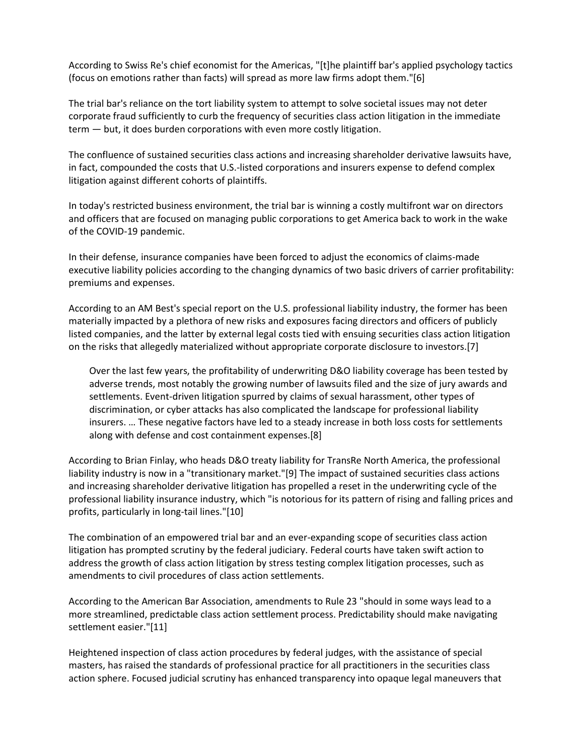According to Swiss Re's chief economist for the Americas, "[t]he plaintiff bar's applied psychology tactics (focus on emotions rather than facts) will spread as more law firms adopt them."[6]

The trial bar's reliance on the tort liability system to attempt to solve societal issues may not deter corporate fraud sufficiently to curb the frequency of securities class action litigation in the immediate term — but, it does burden corporations with even more costly litigation.

The confluence of sustained securities class actions and increasing shareholder derivative lawsuits have, in fact, compounded the costs that U.S.-listed corporations and insurers expense to defend complex litigation against different cohorts of plaintiffs.

In today's restricted business environment, the trial bar is winning a costly multifront war on directors and officers that are focused on managing public corporations to get America back to work in the wake of the COVID-19 pandemic.

In their defense, insurance companies have been forced to adjust the economics of claims-made executive liability policies according to the changing dynamics of two basic drivers of carrier profitability: premiums and expenses.

According to an AM Best's special report on the U.S. professional liability industry, the former has been materially impacted by a plethora of new risks and exposures facing directors and officers of publicly listed companies, and the latter by external legal costs tied with ensuing securities class action litigation on the risks that allegedly materialized without appropriate corporate disclosure to investors.[7]

> Over the last few years, the profitability of underwriting D&O liability coverage has been tested by adverse trends, most notably the growing number of lawsuits filed and the size of jury awards and settlements. Event-driven litigation spurred by claims of sexual harassment, other types of discrimination, or cyber attacks has also complicated the landscape for professional liability insurers. … These negative factors have led to a steady increase in both loss costs for settlements along with defense and cost containment expenses.[8]

According to Brian Finlay, who heads D&O treaty liability for TransRe North America, the professional liability industry is now in a "transitionary market."[9] The impact of sustained securities class actions and increasing shareholder derivative litigation has propelled a reset in the underwriting cycle of the professional liability insurance industry, which "is notorious for its pattern of rising and falling prices and profits, particularly in long-tail lines."[10]

The combination of an empowered trial bar and an ever-expanding scope of securities class action litigation has prompted scrutiny by the federal judiciary. Federal courts have taken swift action to address the growth of class action litigation by stress testing complex litigation processes, such as amendments to civil procedures of class action settlements.

According to the American Bar Association, amendments to Rule 23 "should in some ways lead to a more streamlined, predictable class action settlement process. Predictability should make navigating settlement easier."[11]

Heightened inspection of class action procedures by federal judges, with the assistance of special masters, has raised the standards of professional practice for all practitioners in the securities class action sphere. Focused judicial scrutiny has enhanced transparency into opaque legal maneuvers that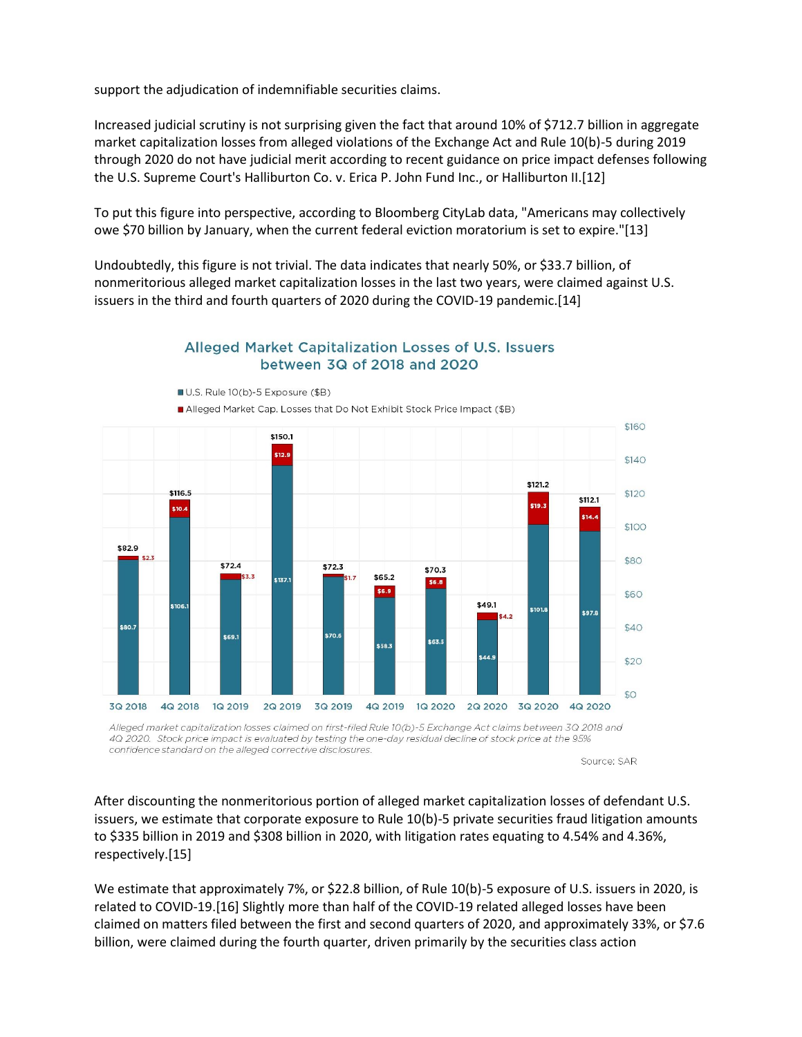support the adjudication of indemnifiable securities claims.

Increased judicial scrutiny is not surprising given the fact that around 10% of $712.7 billion in aggregate market capitalization losses from alleged violations of the Exchange Act and Rule 10(b)-5 during 2019 through 2020 do not have judicial merit according to recent guidance on price impact defenses following the U.S. Supreme Court's Halliburton Co. v. Erica P. John Fund Inc., or Halliburton II.[12]

To put this figure into perspective, according to Bloomberg CityLab data, "Americans may collectively owe $70 billion by January, when the current federal eviction moratorium is set to expire."[13]

Undoubtedly, this figure is not trivial. The data indicates that nearly 50%, or $33.7 billion, of nonmeritorious alleged market capitalization losses in the last two years, were claimed against U.S. issuers in the third and fourth quarters of 2020 during the COVID-19 pandemic.[14]

**Alleged Market Capitalization Losses of U.S. Issuers between 3Q of 2018 and 2020**

| Quarter | U.S. Rule 10(b)-5 Exposure ($B) | Alleged Market Cap. Losses that Do Not Exhibit Stock Price Impact ($B) | Total |
|---|---|---|---|
| 3Q 2018 | $80.7 | $2.3 | $82.9 |
| 4Q 2018 | $106.1 | $10.4 | $116.5 |
| 1Q 2019 | $69.1 | $3.3 | $72.4 |
| 2Q 2019 | $137.1 | $12.9 | $150.1 |
| 3Q 2019 | $70.6 | $1.7 | $72.3 |
| 4Q 2019 | $58.3 | $6.9 | $65.2 |
| 1Q 2020 | $63.5 | $6.8 | $70.3 |
| 2Q 2020 | $44.9 | $4.2 | $49.1 |
| 3Q 2020 | $101.8 | $19.3 | $121.2 |
| 4Q 2020 | $97.8 | $14.4 | $112.1 |

*Alleged market capitalization losses claimed on first-filed Rule 10(b)-5 Exchange Act claims between 3Q 2018 and 4Q 2020. Stock price impact is evaluated by testing the one-day residual decline of stock price at the 95% confidence standard on the alleged corrective disclosures.*

Source: SAR

After discounting the nonmeritorious portion of alleged market capitalization losses of defendant U.S. issuers, we estimate that corporate exposure to Rule 10(b)-5 private securities fraud litigation amounts to $335 billion in 2019 and $308 billion in 2020, with litigation rates equating to 4.54% and 4.36%, respectively.[15]

We estimate that approximately 7%, or $22.8 billion, of Rule 10(b)-5 exposure of U.S. issuers in 2020, is related to COVID-19.[16] Slightly more than half of the COVID-19 related alleged losses have been claimed on matters filed between the first and second quarters of 2020, and approximately 33%, or $7.6 billion, were claimed during the fourth quarter, driven primarily by the securities class action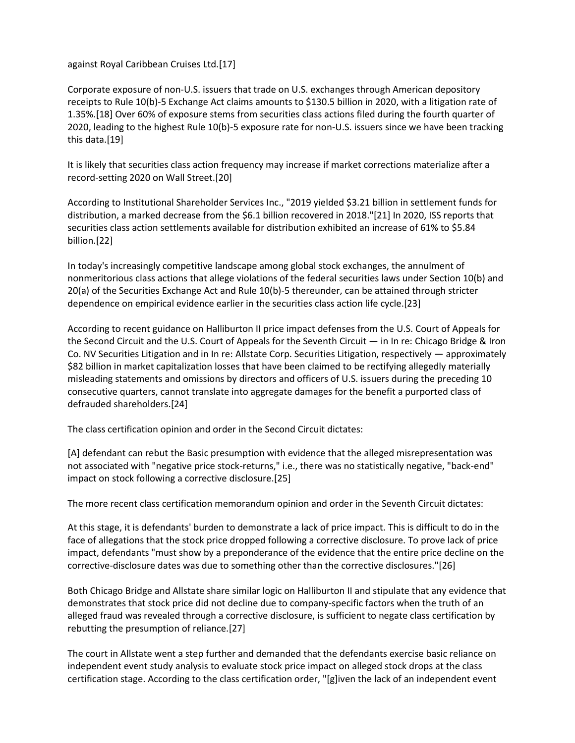against Royal Caribbean Cruises Ltd.[17]

Corporate exposure of non-U.S. issuers that trade on U.S. exchanges through American depository receipts to Rule 10(b)-5 Exchange Act claims amounts to $130.5 billion in 2020, with a litigation rate of 1.35%.[18] Over 60% of exposure stems from securities class actions filed during the fourth quarter of 2020, leading to the highest Rule 10(b)-5 exposure rate for non-U.S. issuers since we have been tracking this data.[19]

It is likely that securities class action frequency may increase if market corrections materialize after a record-setting 2020 on Wall Street.[20]

According to Institutional Shareholder Services Inc., "2019 yielded $3.21 billion in settlement funds for distribution, a marked decrease from the $6.1 billion recovered in 2018."[21] In 2020, ISS reports that securities class action settlements available for distribution exhibited an increase of 61% to $5.84 billion.[22]

In today's increasingly competitive landscape among global stock exchanges, the annulment of nonmeritorious class actions that allege violations of the federal securities laws under Section 10(b) and 20(a) of the Securities Exchange Act and Rule 10(b)-5 thereunder, can be attained through stricter dependence on empirical evidence earlier in the securities class action life cycle.[23]

According to recent guidance on Halliburton II price impact defenses from the U.S. Court of Appeals for the Second Circuit and the U.S. Court of Appeals for the Seventh Circuit — in In re: Chicago Bridge & Iron Co. NV Securities Litigation and in In re: Allstate Corp. Securities Litigation, respectively — approximately $82 billion in market capitalization losses that have been claimed to be rectifying allegedly materially misleading statements and omissions by directors and officers of U.S. issuers during the preceding 10 consecutive quarters, cannot translate into aggregate damages for the benefit a purported class of defrauded shareholders.[24]

The class certification opinion and order in the Second Circuit dictates:

[A] defendant can rebut the Basic presumption with evidence that the alleged misrepresentation was not associated with "negative price stock-returns," i.e., there was no statistically negative, "back-end" impact on stock following a corrective disclosure.[25]

The more recent class certification memorandum opinion and order in the Seventh Circuit dictates:

At this stage, it is defendants' burden to demonstrate a lack of price impact. This is difficult to do in the face of allegations that the stock price dropped following a corrective disclosure. To prove lack of price impact, defendants "must show by a preponderance of the evidence that the entire price decline on the corrective-disclosure dates was due to something other than the corrective disclosures."[26]

Both Chicago Bridge and Allstate share similar logic on Halliburton II and stipulate that any evidence that demonstrates that stock price did not decline due to company-specific factors when the truth of an alleged fraud was revealed through a corrective disclosure, is sufficient to negate class certification by rebutting the presumption of reliance.[27]

The court in Allstate went a step further and demanded that the defendants exercise basic reliance on independent event study analysis to evaluate stock price impact on alleged stock drops at the class certification stage. According to the class certification order, "[g]iven the lack of an independent event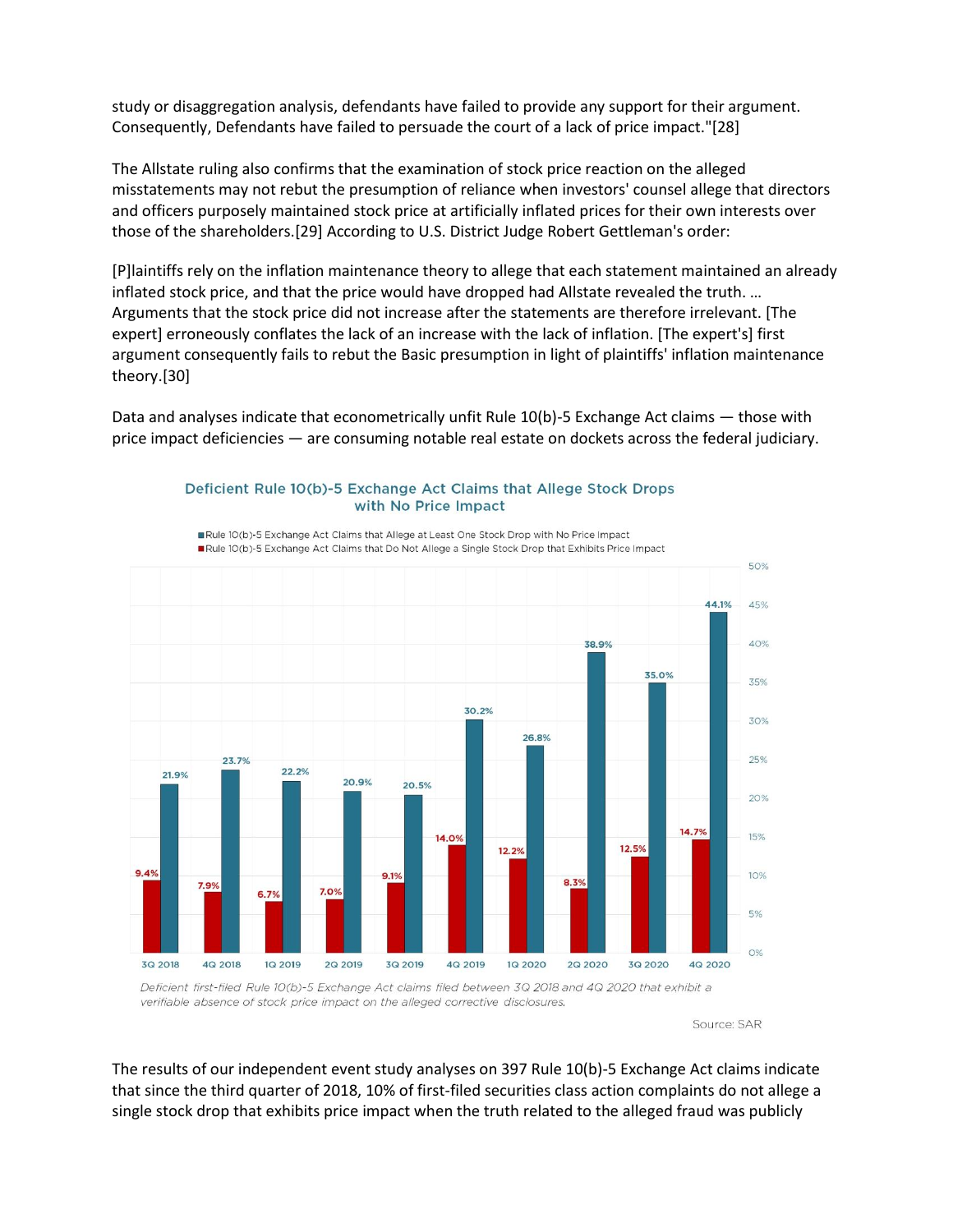study or disaggregation analysis, defendants have failed to provide any support for their argument. Consequently, Defendants have failed to persuade the court of a lack of price impact."[28]

The Allstate ruling also confirms that the examination of stock price reaction on the alleged misstatements may not rebut the presumption of reliance when investors' counsel allege that directors and officers purposely maintained stock price at artificially inflated prices for their own interests over those of the shareholders.[29] According to U.S. District Judge Robert Gettleman's order:

[P]laintiffs rely on the inflation maintenance theory to allege that each statement maintained an already inflated stock price, and that the price would have dropped had Allstate revealed the truth. … Arguments that the stock price did not increase after the statements are therefore irrelevant. [The expert] erroneously conflates the lack of an increase with the lack of inflation. [The expert's] first argument consequently fails to rebut the Basic presumption in light of plaintiffs' inflation maintenance theory.[30]

Data and analyses indicate that econometrically unfit Rule 10(b)-5 Exchange Act claims — those with price impact deficiencies — are consuming notable real estate on dockets across the federal judiciary.

**Deficient Rule 10(b)-5 Exchange Act Claims that Allege Stock Drops with No Price Impact**

| Quarter | Rule 10(b)-5 Exchange Act Claims that Do Not Allege a Single Stock Drop that Exhibits Price Impact | Rule 10(b)-5 Exchange Act Claims that Allege at Least One Stock Drop with No Price Impact |
|---|---|---|
| 3Q 2018 | 9.4% | 21.9% |
| 4Q 2018 | 7.9% | 23.7% |
| 1Q 2019 | 6.7% | 22.2% |
| 2Q 2019 | 7.0% | 20.9% |
| 3Q 2019 | 9.1% | 20.5% |
| 4Q 2019 | 14.0% | 30.2% |
| 1Q 2020 | 12.2% | 26.8% |
| 2Q 2020 | 8.3% | 38.9% |
| 3Q 2020 | 12.5% | 35.0% |
| 4Q 2020 | 14.7% | 44.1% |

*Deficient first-filed Rule 10(b)-5 Exchange Act claims filed between 3Q 2018 and 4Q 2020 that exhibit a verifiable absence of stock price impact on the alleged corrective disclosures.*

Source: SAR

The results of our independent event study analyses on 397 Rule 10(b)-5 Exchange Act claims indicate that since the third quarter of 2018, 10% of first-filed securities class action complaints do not allege a single stock drop that exhibits price impact when the truth related to the alleged fraud was publicly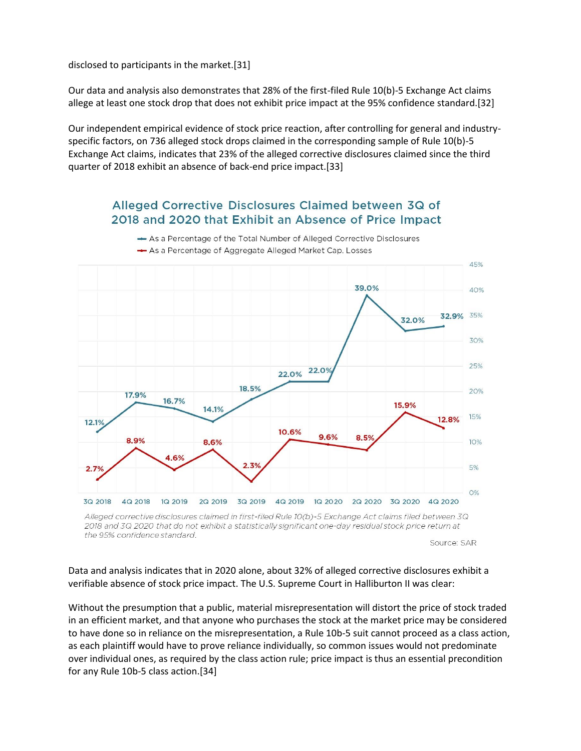disclosed to participants in the market.[31]

Our data and analysis also demonstrates that 28% of the first-filed Rule 10(b)-5 Exchange Act claims allege at least one stock drop that does not exhibit price impact at the 95% confidence standard.[32]

Our independent empirical evidence of stock price reaction, after controlling for general and industry-specific factors, on 736 alleged stock drops claimed in the corresponding sample of Rule 10(b)-5 Exchange Act claims, indicates that 23% of the alleged corrective disclosures claimed since the third quarter of 2018 exhibit an absence of back-end price impact.[33]

**Alleged Corrective Disclosures Claimed between 3Q of 2018 and 2020 that Exhibit an Absence of Price Impact**

| Quarter | As a Percentage of the Total Number of Alleged Corrective Disclosures | As a Percentage of Aggregate Alleged Market Cap. Losses |
|---|---|---|
| 3Q 2018 | 12.1% | 2.7% |
| 4Q 2018 | 17.9% | 8.9% |
| 1Q 2019 | 16.7% | 4.6% |
| 2Q 2019 | 14.1% | 8.6% |
| 3Q 2019 | 18.5% | 2.3% |
| 4Q 2019 | 22.0% | 10.6% |
| 1Q 2020 | 22.0% | 9.6% |
| 2Q 2020 | 39.0% | 8.5% |
| 3Q 2020 | 32.0% | 15.9% |
| 4Q 2020 | 32.9% | 12.8% |

*Alleged corrective disclosures claimed in first-filed Rule 10(b)-5 Exchange Act claims filed between 3Q 2018 and 3Q 2020 that do not exhibit a statistically significant one-day residual stock price return at the 95% confidence standard.*

Source: SAR

Data and analysis indicates that in 2020 alone, about 32% of alleged corrective disclosures exhibit a verifiable absence of stock price impact. The U.S. Supreme Court in Halliburton II was clear:

Without the presumption that a public, material misrepresentation will distort the price of stock traded in an efficient market, and that anyone who purchases the stock at the market price may be considered to have done so in reliance on the misrepresentation, a Rule 10b-5 suit cannot proceed as a class action, as each plaintiff would have to prove reliance individually, so common issues would not predominate over individual ones, as required by the class action rule; price impact is thus an essential precondition for any Rule 10b-5 class action.[34]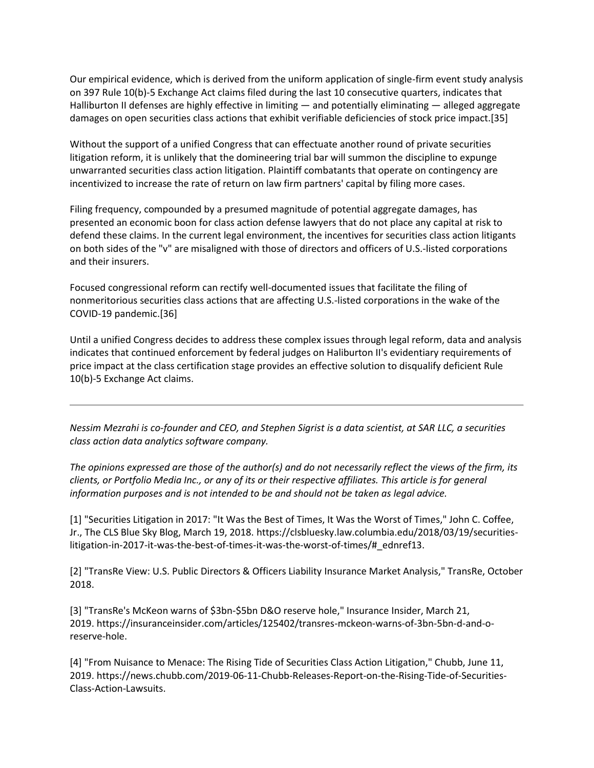Our empirical evidence, which is derived from the uniform application of single-firm event study analysis on 397 Rule 10(b)-5 Exchange Act claims filed during the last 10 consecutive quarters, indicates that Halliburton II defenses are highly effective in limiting — and potentially eliminating — alleged aggregate damages on open securities class actions that exhibit verifiable deficiencies of stock price impact.[35]

Without the support of a unified Congress that can effectuate another round of private securities litigation reform, it is unlikely that the domineering trial bar will summon the discipline to expunge unwarranted securities class action litigation. Plaintiff combatants that operate on contingency are incentivized to increase the rate of return on law firm partners' capital by filing more cases.

Filing frequency, compounded by a presumed magnitude of potential aggregate damages, has presented an economic boon for class action defense lawyers that do not place any capital at risk to defend these claims. In the current legal environment, the incentives for securities class action litigants on both sides of the "v" are misaligned with those of directors and officers of U.S.-listed corporations and their insurers.

Focused congressional reform can rectify well-documented issues that facilitate the filing of nonmeritorious securities class actions that are affecting U.S.-listed corporations in the wake of the COVID-19 pandemic.[36]

Until a unified Congress decides to address these complex issues through legal reform, data and analysis indicates that continued enforcement by federal judges on Haliburton II's evidentiary requirements of price impact at the class certification stage provides an effective solution to disqualify deficient Rule 10(b)-5 Exchange Act claims.

---

*Nessim Mezrahi is co-founder and CEO, and Stephen Sigrist is a data scientist, at SAR LLC, a securities class action data analytics software company.*

*The opinions expressed are those of the author(s) and do not necessarily reflect the views of the firm, its clients, or Portfolio Media Inc., or any of its or their respective affiliates. This article is for general information purposes and is not intended to be and should not be taken as legal advice.*

[1] "Securities Litigation in 2017: "It Was the Best of Times, It Was the Worst of Times," John C. Coffee, Jr., The CLS Blue Sky Blog, March 19, 2018. https://clsbluesky.law.columbia.edu/2018/03/19/securities-litigation-in-2017-it-was-the-best-of-times-it-was-the-worst-of-times/#_ednref13.

[2] "TransRe View: U.S. Public Directors & Officers Liability Insurance Market Analysis," TransRe, October 2018.

[3] "TransRe's McKeon warns of $3bn-$5bn D&O reserve hole," Insurance Insider, March 21, 2019. https://insuranceinsider.com/articles/125402/transres-mckeon-warns-of-3bn-5bn-d-and-o-reserve-hole.

[4] "From Nuisance to Menace: The Rising Tide of Securities Class Action Litigation," Chubb, June 11, 2019. https://news.chubb.com/2019-06-11-Chubb-Releases-Report-on-the-Rising-Tide-of-Securities-Class-Action-Lawsuits.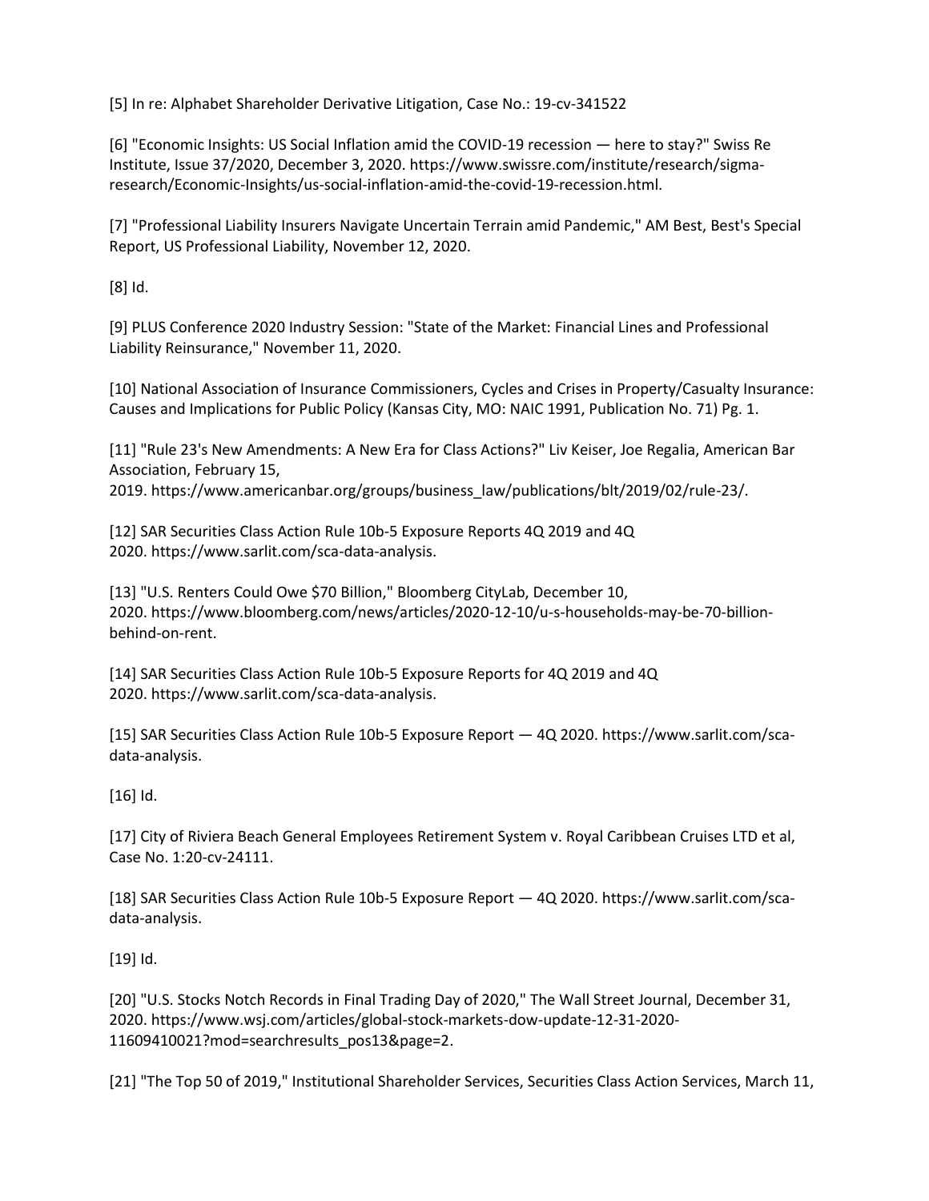[5] In re: Alphabet Shareholder Derivative Litigation, Case No.: 19-cv-341522

[6] "Economic Insights: US Social Inflation amid the COVID-19 recession — here to stay?" Swiss Re Institute, Issue 37/2020, December 3, 2020. https://www.swissre.com/institute/research/sigma-research/Economic-Insights/us-social-inflation-amid-the-covid-19-recession.html.

[7] "Professional Liability Insurers Navigate Uncertain Terrain amid Pandemic," AM Best, Best's Special Report, US Professional Liability, November 12, 2020.

[8] Id.

[9] PLUS Conference 2020 Industry Session: "State of the Market: Financial Lines and Professional Liability Reinsurance," November 11, 2020.

[10] National Association of Insurance Commissioners, Cycles and Crises in Property/Casualty Insurance: Causes and Implications for Public Policy (Kansas City, MO: NAIC 1991, Publication No. 71) Pg. 1.

[11] "Rule 23's New Amendments: A New Era for Class Actions?" Liv Keiser, Joe Regalia, American Bar Association, February 15, 2019. https://www.americanbar.org/groups/business_law/publications/blt/2019/02/rule-23/.

[12] SAR Securities Class Action Rule 10b-5 Exposure Reports 4Q 2019 and 4Q 2020. https://www.sarlit.com/sca-data-analysis.

[13] "U.S. Renters Could Owe $70 Billion," Bloomberg CityLab, December 10, 2020. https://www.bloomberg.com/news/articles/2020-12-10/u-s-households-may-be-70-billion-behind-on-rent.

[14] SAR Securities Class Action Rule 10b-5 Exposure Reports for 4Q 2019 and 4Q 2020. https://www.sarlit.com/sca-data-analysis.

[15] SAR Securities Class Action Rule 10b-5 Exposure Report — 4Q 2020. https://www.sarlit.com/sca-data-analysis.

[16] Id.

[17] City of Riviera Beach General Employees Retirement System v. Royal Caribbean Cruises LTD et al, Case No. 1:20-cv-24111.

[18] SAR Securities Class Action Rule 10b-5 Exposure Report — 4Q 2020. https://www.sarlit.com/sca-data-analysis.

[19] Id.

[20] "U.S. Stocks Notch Records in Final Trading Day of 2020," The Wall Street Journal, December 31, 2020. https://www.wsj.com/articles/global-stock-markets-dow-update-12-31-2020-11609410021?mod=searchresults_pos13&page=2.

[21] "The Top 50 of 2019," Institutional Shareholder Services, Securities Class Action Services, March 11,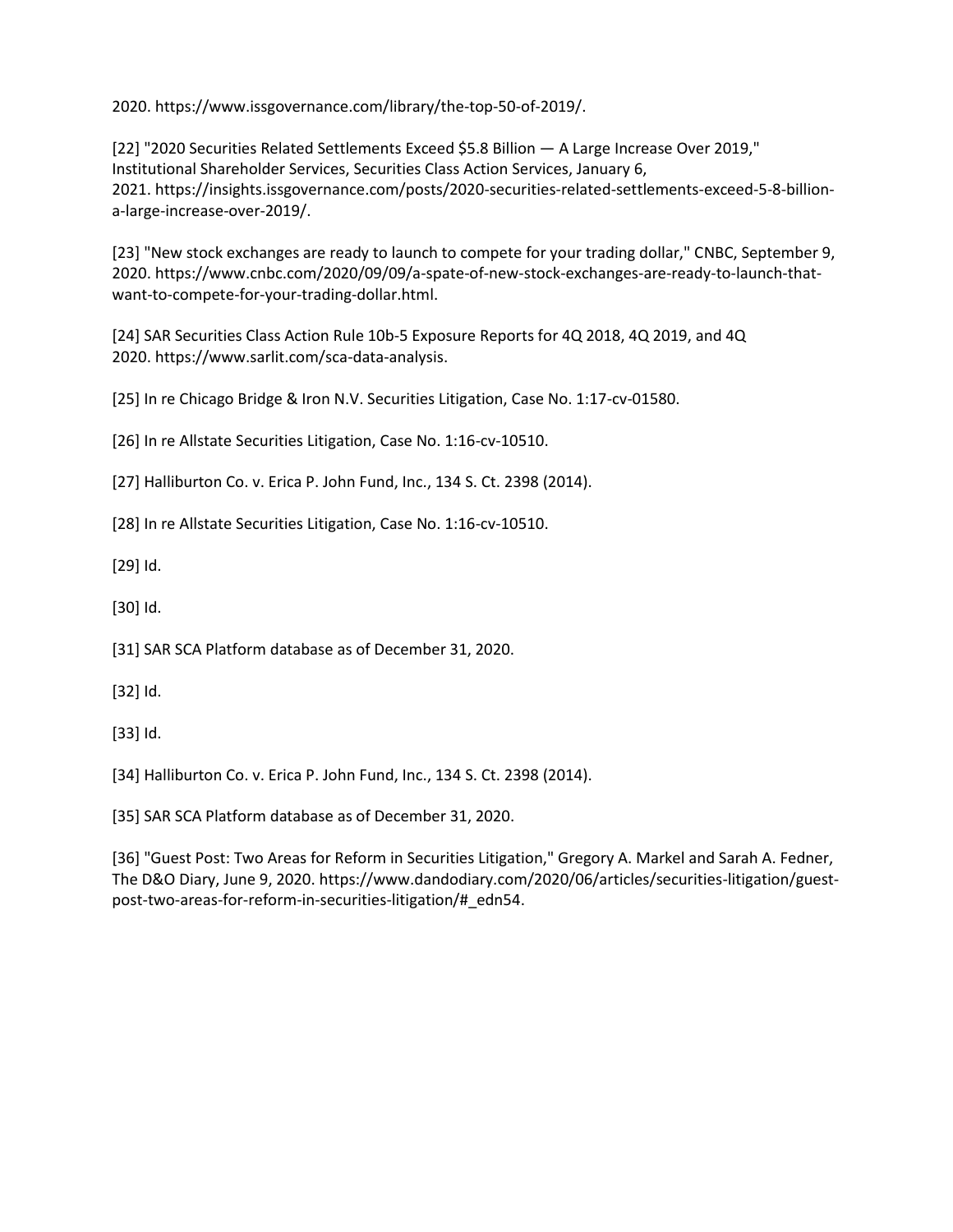2020. https://www.issgovernance.com/library/the-top-50-of-2019/.

[22] "2020 Securities Related Settlements Exceed $5.8 Billion — A Large Increase Over 2019," Institutional Shareholder Services, Securities Class Action Services, January 6, 2021. https://insights.issgovernance.com/posts/2020-securities-related-settlements-exceed-5-8-billion-a-large-increase-over-2019/.

[23] "New stock exchanges are ready to launch to compete for your trading dollar," CNBC, September 9, 2020. https://www.cnbc.com/2020/09/09/a-spate-of-new-stock-exchanges-are-ready-to-launch-that-want-to-compete-for-your-trading-dollar.html.

[24] SAR Securities Class Action Rule 10b-5 Exposure Reports for 4Q 2018, 4Q 2019, and 4Q 2020. https://www.sarlit.com/sca-data-analysis.

[25] In re Chicago Bridge & Iron N.V. Securities Litigation, Case No. 1:17-cv-01580.

[26] In re Allstate Securities Litigation, Case No. 1:16-cv-10510.

[27] Halliburton Co. v. Erica P. John Fund, Inc., 134 S. Ct. 2398 (2014).

[28] In re Allstate Securities Litigation, Case No. 1:16-cv-10510.

[29] Id.

[30] Id.

[31] SAR SCA Platform database as of December 31, 2020.

[32] Id.

[33] Id.

[34] Halliburton Co. v. Erica P. John Fund, Inc., 134 S. Ct. 2398 (2014).

[35] SAR SCA Platform database as of December 31, 2020.

[36] "Guest Post: Two Areas for Reform in Securities Litigation," Gregory A. Markel and Sarah A. Fedner, The D&O Diary, June 9, 2020. https://www.dandodiary.com/2020/06/articles/securities-litigation/guest-post-two-areas-for-reform-in-securities-litigation/#_edn54.